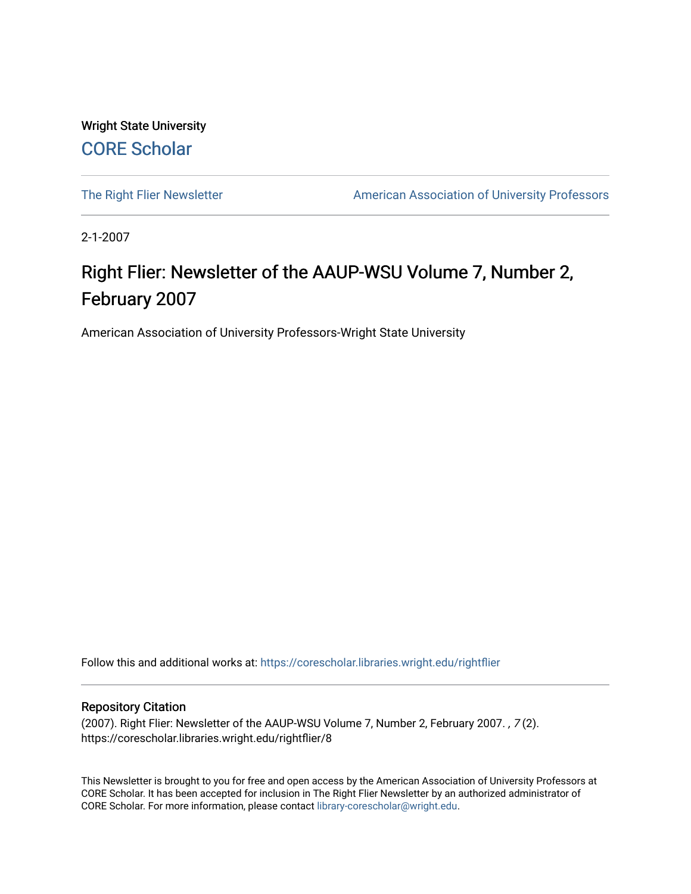Wright State University

CORE Scholar

The Right Flier Newsletter | American Association of University Professors

2-1-2007

# Right Flier: Newsletter of the AAUP-WSU Volume 7, Number 2, February 2007

American Association of University Professors-Wright State University

Follow this and additional works at: https://corescholar.libraries.wright.edu/rightflier

## Repository Citation

(2007). Right Flier: Newsletter of the AAUP-WSU Volume 7, Number 2, February 2007. , *7* (2). https://corescholar.libraries.wright.edu/rightflier/8

This Newsletter is brought to you for free and open access by the American Association of University Professors at CORE Scholar. It has been accepted for inclusion in The Right Flier Newsletter by an authorized administrator of CORE Scholar. For more information, please contact library-corescholar@wright.edu.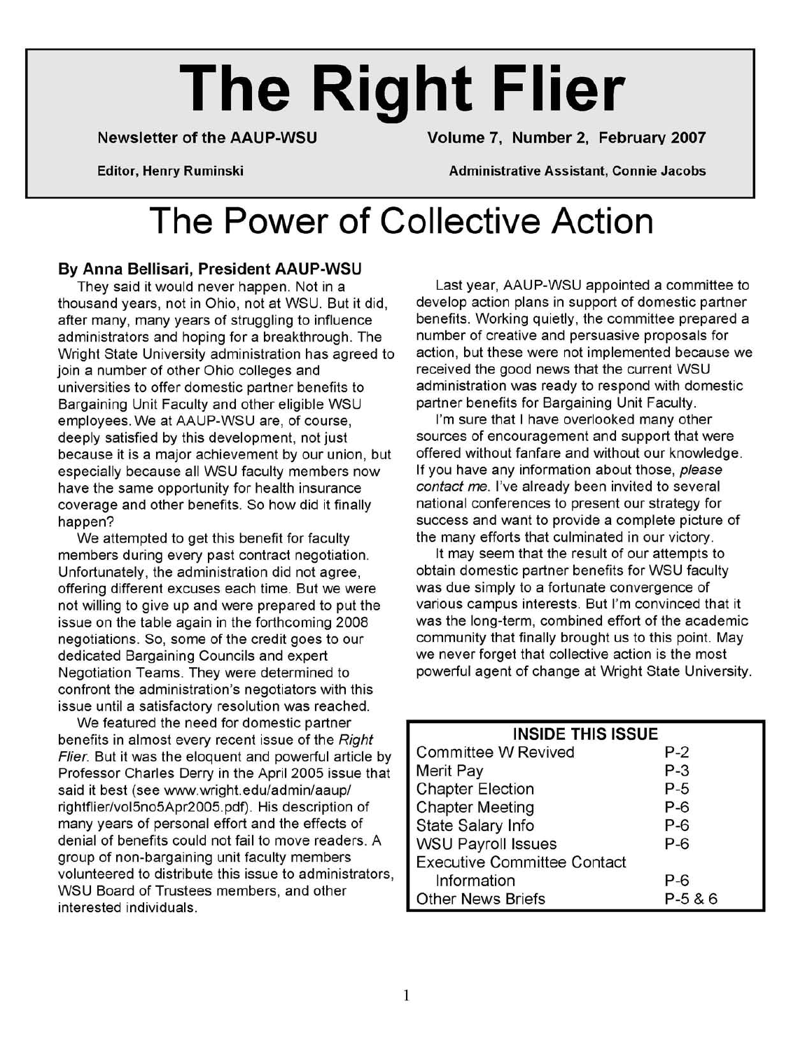# The Right Flier

**Newsletter of the AAUP-WSU** — **Volume 7, Number 2, February 2007**

**Editor, Henry Ruminski** — **Administrative Assistant, Connie Jacobs**

# The Power of Collective Action

**By Anna Bellisari, President AAUP-WSU**

They said it would never happen. Not in a thousand years, not in Ohio, not at WSU. But it did, after many, many years of struggling to influence administrators and hoping for a breakthrough. The Wright State University administration has agreed to join a number of other Ohio colleges and universities to offer domestic partner benefits to Bargaining Unit Faculty and other eligible WSU employees. We at AAUP-WSU are, of course, deeply satisfied by this development, not just because it is a major achievement by our union, but especially because all WSU faculty members now have the same opportunity for health insurance coverage and other benefits. So how did it finally happen?

We attempted to get this benefit for faculty members during every past contract negotiation. Unfortunately, the administration did not agree, offering different excuses each time. But we were not willing to give up and were prepared to put the issue on the table again in the forthcoming 2008 negotiations. So, some of the credit goes to our dedicated Bargaining Councils and expert Negotiation Teams. They were determined to confront the administration's negotiators with this issue until a satisfactory resolution was reached.

We featured the need for domestic partner benefits in almost every recent issue of the *Right Flier*. But it was the eloquent and powerful article by Professor Charles Derry in the April 2005 issue that said it best (see www.wright.edu/admin/aaup/rightflier/vol5no5Apr2005.pdf). His description of many years of personal effort and the effects of denial of benefits could not fail to move readers. A group of non-bargaining unit faculty members volunteered to distribute this issue to administrators, WSU Board of Trustees members, and other interested individuals.

Last year, AAUP-WSU appointed a committee to develop action plans in support of domestic partner benefits. Working quietly, the committee prepared a number of creative and persuasive proposals for action, but these were not implemented because we received the good news that the current WSU administration was ready to respond with domestic partner benefits for Bargaining Unit Faculty.

I'm sure that I have overlooked many other sources of encouragement and support that were offered without fanfare and without our knowledge. If you have any information about those, *please contact me*. I've already been invited to several national conferences to present our strategy for success and want to provide a complete picture of the many efforts that culminated in our victory.

It may seem that the result of our attempts to obtain domestic partner benefits for WSU faculty was due simply to a fortunate convergence of various campus interests. But I'm convinced that it was the long-term, combined effort of the academic community that finally brought us to this point. May we never forget that collective action is the most powerful agent of change at Wright State University.

| INSIDE THIS ISSUE | |
|---|---|
| Committee W Revived | P-2 |
| Merit Pay | P-3 |
| Chapter Election | P-5 |
| Chapter Meeting | P-6 |
| State Salary Info | P-6 |
| WSU Payroll Issues | P-6 |
| Executive Committee Contact Information | P-6 |
| Other News Briefs | P-5 & 6 |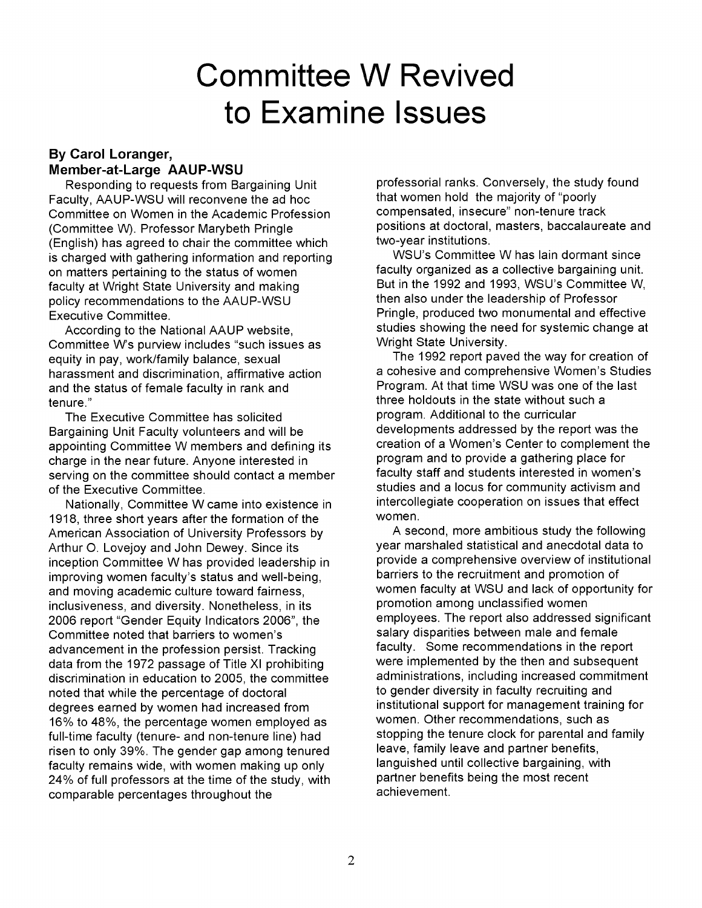# Committee W Revived to Examine Issues

**By Carol Loranger, Member-at-Large AAUP-WSU**

Responding to requests from Bargaining Unit Faculty, AAUP-WSU will reconvene the ad hoc Committee on Women in the Academic Profession (Committee W). Professor Marybeth Pringle (English) has agreed to chair the committee which is charged with gathering information and reporting on matters pertaining to the status of women faculty at Wright State University and making policy recommendations to the AAUP-WSU Executive Committee.

According to the National AAUP website, Committee W's purview includes "such issues as equity in pay, work/family balance, sexual harassment and discrimination, affirmative action and the status of female faculty in rank and tenure."

The Executive Committee has solicited Bargaining Unit Faculty volunteers and will be appointing Committee W members and defining its charge in the near future. Anyone interested in serving on the committee should contact a member of the Executive Committee.

Nationally, Committee W came into existence in 1918, three short years after the formation of the American Association of University Professors by Arthur O. Lovejoy and John Dewey. Since its inception Committee W has provided leadership in improving women faculty's status and well-being, and moving academic culture toward fairness, inclusiveness, and diversity. Nonetheless, in its 2006 report "Gender Equity Indicators 2006", the Committee noted that barriers to women's advancement in the profession persist. Tracking data from the 1972 passage of Title XI prohibiting discrimination in education to 2005, the committee noted that while the percentage of doctoral degrees earned by women had increased from 16% to 48%, the percentage women employed as full-time faculty (tenure- and non-tenure line) had risen to only 39%. The gender gap among tenured faculty remains wide, with women making up only 24% of full professors at the time of the study, with comparable percentages throughout the professorial ranks. Conversely, the study found that women hold the majority of "poorly compensated, insecure" non-tenure track positions at doctoral, masters, baccalaureate and two-year institutions.

WSU's Committee W has lain dormant since faculty organized as a collective bargaining unit. But in the 1992 and 1993, WSU's Committee W, then also under the leadership of Professor Pringle, produced two monumental and effective studies showing the need for systemic change at Wright State University.

The 1992 report paved the way for creation of a cohesive and comprehensive Women's Studies Program. At that time WSU was one of the last three holdouts in the state without such a program. Additional to the curricular developments addressed by the report was the creation of a Women's Center to complement the program and to provide a gathering place for faculty staff and students interested in women's studies and a locus for community activism and intercollegiate cooperation on issues that effect women.

A second, more ambitious study the following year marshaled statistical and anecdotal data to provide a comprehensive overview of institutional barriers to the recruitment and promotion of women faculty at WSU and lack of opportunity for promotion among unclassified women employees. The report also addressed significant salary disparities between male and female faculty. Some recommendations in the report were implemented by the then and subsequent administrations, including increased commitment to gender diversity in faculty recruiting and institutional support for management training for women. Other recommendations, such as stopping the tenure clock for parental and family leave, family leave and partner benefits, languished until collective bargaining, with partner benefits being the most recent achievement.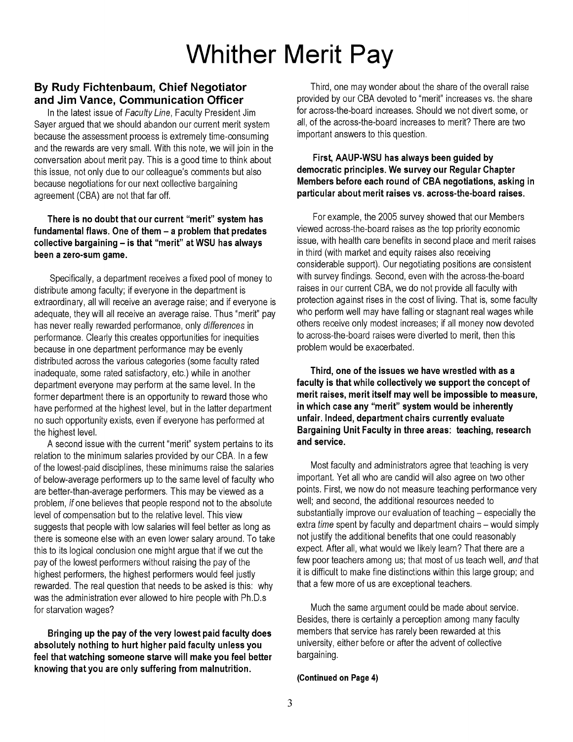# Whither Merit Pay

## By Rudy Fichtenbaum, Chief Negotiator and Jim Vance, Communication Officer

In the latest issue of *Faculty Line*, Faculty President Jim Sayer argued that we should abandon our current merit system because the assessment process is extremely time-consuming and the rewards are very small. With this note, we will join in the conversation about merit pay. This is a good time to think about this issue, not only due to our colleague's comments but also because negotiations for our next collective bargaining agreement (CBA) are not that far off.

**There is no doubt that our current "merit" system has fundamental flaws. One of them – a problem that predates collective bargaining – is that "merit" at WSU has always been a zero-sum game.**

Specifically, a department receives a fixed pool of money to distribute among faculty; if everyone in the department is extraordinary, all will receive an average raise; and if everyone is adequate, they will all receive an average raise. Thus "merit" pay has never really rewarded performance, only *differences* in performance. Clearly this creates opportunities for inequities because in one department performance may be evenly distributed across the various categories (some faculty rated inadequate, some rated satisfactory, etc.) while in another department everyone may perform at the same level. In the former department there is an opportunity to reward those who have performed at the highest level, but in the latter department no such opportunity exists, even if everyone has performed at the highest level.

A second issue with the current "merit" system pertains to its relation to the minimum salaries provided by our CBA. In a few of the lowest-paid disciplines, these minimums raise the salaries of below-average performers up to the same level of faculty who are better-than-average performers. This may be viewed as a problem, *if* one believes that people respond not to the absolute level of compensation but to the relative level. This view suggests that people with low salaries will feel better as long as there is someone else with an even lower salary around. To take this to its logical conclusion one might argue that if we cut the pay of the lowest performers without raising the pay of the highest performers, the highest performers would feel justly rewarded. The real question that needs to be asked is this: why was the administration ever allowed to hire people with Ph.D.s for starvation wages?

**Bringing up the pay of the very lowest paid faculty does absolutely nothing to hurt higher paid faculty unless you feel that watching someone starve will make you feel better knowing that you are only suffering from malnutrition.**

Third, one may wonder about the share of the overall raise provided by our CBA devoted to "merit" increases vs. the share for across-the-board increases. Should we not divert some, or all, of the across-the-board increases to merit? There are two important answers to this question.

**First, AAUP-WSU has always been guided by democratic principles. We survey our Regular Chapter Members before each round of CBA negotiations, asking in particular about merit raises vs. across-the-board raises.**

For example, the 2005 survey showed that our Members viewed across-the-board raises as the top priority economic issue, with health care benefits in second place and merit raises in third (with market and equity raises also receiving considerable support). Our negotiating positions are consistent with survey findings. Second, even with the across-the-board raises in our current CBA, we do not provide all faculty with protection against rises in the cost of living. That is, some faculty who perform well may have falling or stagnant real wages while others receive only modest increases; if all money now devoted to across-the-board raises were diverted to merit, then this problem would be exacerbated.

**Third, one of the issues we have wrestled with as a faculty is that while collectively we support the concept of merit raises, merit itself may well be impossible to measure, in which case any "merit" system would be inherently unfair. Indeed, department chairs currently evaluate Bargaining Unit Faculty in three areas: teaching, research and service.**

Most faculty and administrators agree that teaching is very important. Yet all who are candid will also agree on two other points. First, we now do not measure teaching performance very well; and second, the additional resources needed to substantially improve our evaluation of teaching – especially the extra *time* spent by faculty and department chairs – would simply not justify the additional benefits that one could reasonably expect. After all, what would we likely learn? That there are a few poor teachers among us; that most of us teach well, *and* that it is difficult to make fine distinctions within this large group; and that a few more of us are exceptional teachers.

Much the same argument could be made about service. Besides, there is certainly a perception among many faculty members that service has rarely been rewarded at this university, either before or after the advent of collective bargaining.

**(Continued on Page 4)**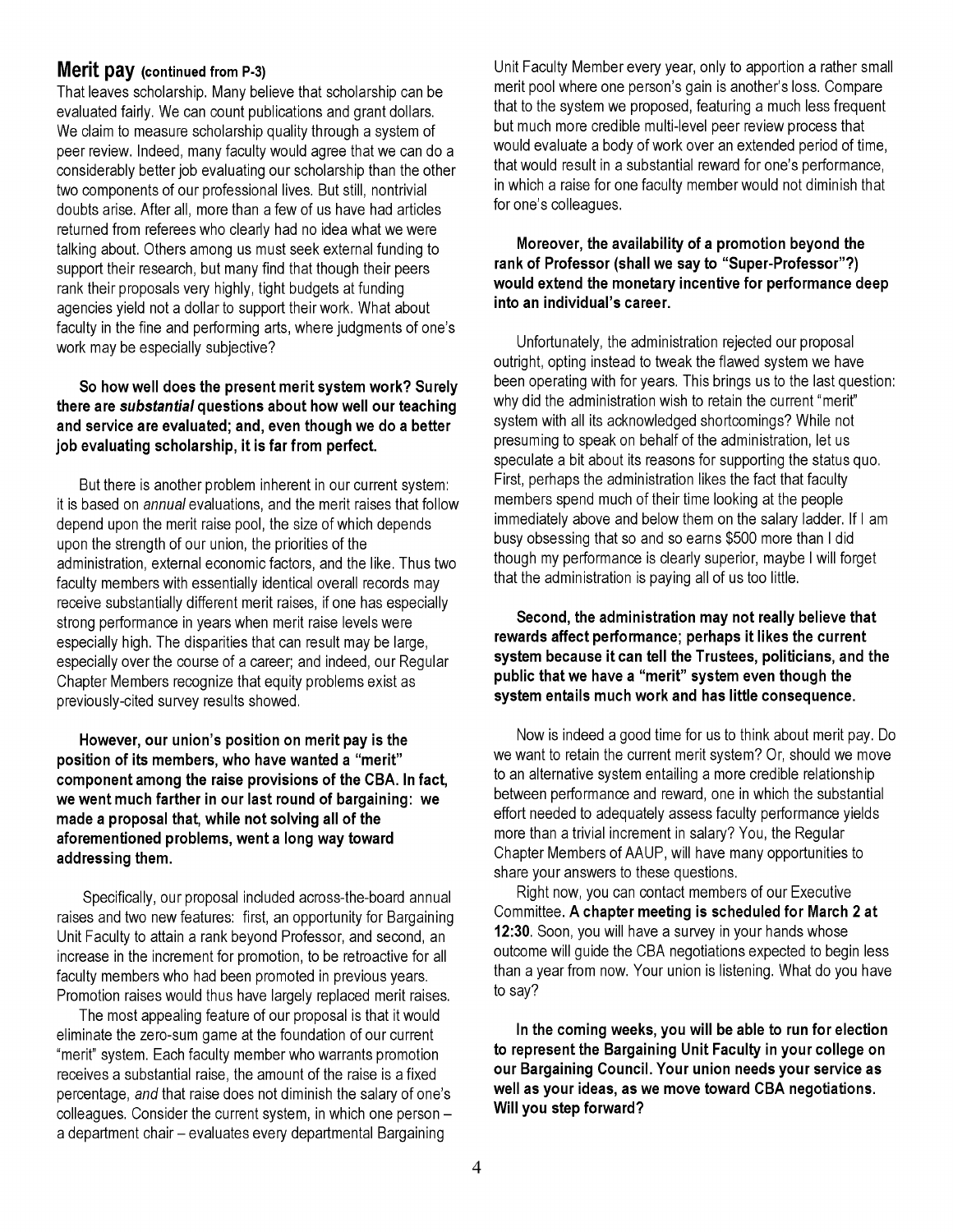## Merit pay (continued from P-3)

That leaves scholarship. Many believe that scholarship can be evaluated fairly. We can count publications and grant dollars. We claim to measure scholarship quality through a system of peer review. Indeed, many faculty would agree that we can do a considerably better job evaluating our scholarship than the other two components of our professional lives. But still, nontrivial doubts arise. After all, more than a few of us have had articles returned from referees who clearly had no idea what we were talking about. Others among us must seek external funding to support their research, but many find that though their peers rank their proposals very highly, tight budgets at funding agencies yield not a dollar to support their work. What about faculty in the fine and performing arts, where judgments of one's work may be especially subjective?

**So how well does the present merit system work? Surely there are *substantial* questions about how well our teaching and service are evaluated; and, even though we do a better job evaluating scholarship, it is far from perfect.**

But there is another problem inherent in our current system: it is based on *annual* evaluations, and the merit raises that follow depend upon the merit raise pool, the size of which depends upon the strength of our union, the priorities of the administration, external economic factors, and the like. Thus two faculty members with essentially identical overall records may receive substantially different merit raises, if one has especially strong performance in years when merit raise levels were especially high. The disparities that can result may be large, especially over the course of a career; and indeed, our Regular Chapter Members recognize that equity problems exist as previously-cited survey results showed.

**However, our union's position on merit pay is the position of its members, who have wanted a "merit" component among the raise provisions of the CBA. In fact, we went much farther in our last round of bargaining: we made a proposal that, while not solving all of the aforementioned problems, went a long way toward addressing them.**

Specifically, our proposal included across-the-board annual raises and two new features: first, an opportunity for Bargaining Unit Faculty to attain a rank beyond Professor, and second, an increase in the increment for promotion, to be retroactive for all faculty members who had been promoted in previous years. Promotion raises would thus have largely replaced merit raises.

The most appealing feature of our proposal is that it would eliminate the zero-sum game at the foundation of our current "merit" system. Each faculty member who warrants promotion receives a substantial raise, the amount of the raise is a fixed percentage, *and* that raise does not diminish the salary of one's colleagues. Consider the current system, in which one person – a department chair – evaluates every departmental Bargaining Unit Faculty Member every year, only to apportion a rather small merit pool where one person's gain is another's loss. Compare that to the system we proposed, featuring a much less frequent but much more credible multi-level peer review process that would evaluate a body of work over an extended period of time, that would result in a substantial reward for one's performance, in which a raise for one faculty member would not diminish that for one's colleagues.

**Moreover, the availability of a promotion beyond the rank of Professor (shall we say to "Super-Professor"?) would extend the monetary incentive for performance deep into an individual's career.**

Unfortunately, the administration rejected our proposal outright, opting instead to tweak the flawed system we have been operating with for years. This brings us to the last question: why did the administration wish to retain the current "merit" system with all its acknowledged shortcomings? While not presuming to speak on behalf of the administration, let us speculate a bit about its reasons for supporting the status quo. First, perhaps the administration likes the fact that faculty members spend much of their time looking at the people immediately above and below them on the salary ladder. If I am busy obsessing that so and so earns $500 more than I did though my performance is clearly superior, maybe I will forget that the administration is paying all of us too little.

**Second, the administration may not really believe that rewards affect performance; perhaps it likes the current system because it can tell the Trustees, politicians, and the public that we have a "merit" system even though the system entails much work and has little consequence.**

Now is indeed a good time for us to think about merit pay. Do we want to retain the current merit system? Or, should we move to an alternative system entailing a more credible relationship between performance and reward, one in which the substantial effort needed to adequately assess faculty performance yields more than a trivial increment in salary? You, the Regular Chapter Members of AAUP, will have many opportunities to share your answers to these questions.

Right now, you can contact members of our Executive Committee. **A chapter meeting is scheduled for March 2 at 12:30.** Soon, you will have a survey in your hands whose outcome will guide the CBA negotiations expected to begin less than a year from now. Your union is listening. What do you have to say?

**In the coming weeks, you will be able to run for election to represent the Bargaining Unit Faculty in your college on our Bargaining Council. Your union needs your service as well as your ideas, as we move toward CBA negotiations. Will you step forward?**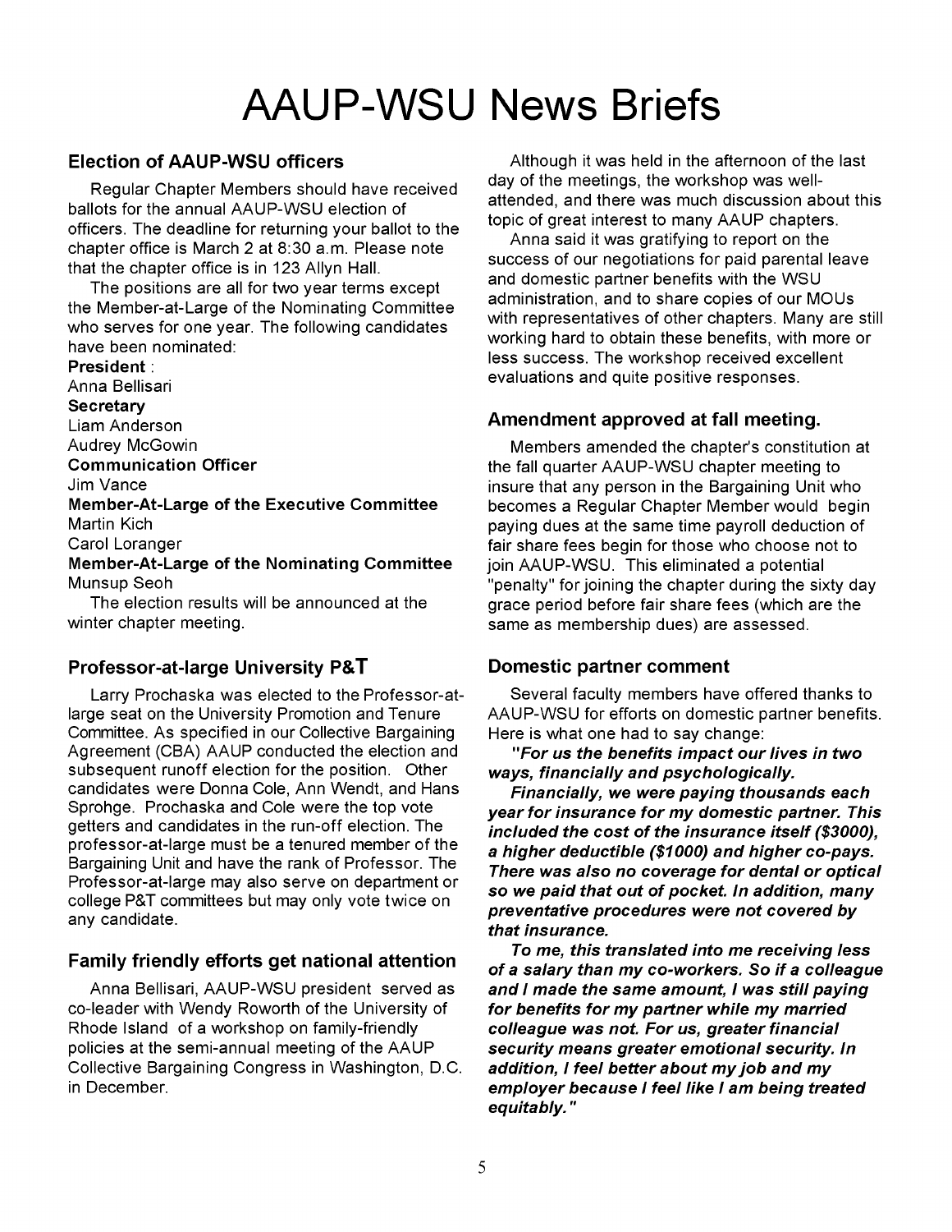# AAUP-WSU News Briefs

## Election of AAUP-WSU officers

Regular Chapter Members should have received ballots for the annual AAUP-WSU election of officers. The deadline for returning your ballot to the chapter office is March 2 at 8:30 a.m. Please note that the chapter office is in 123 Allyn Hall.

The positions are all for two year terms except the Member-at-Large of the Nominating Committee who serves for one year. The following candidates have been nominated:

**President** :
Anna Bellisari

**Secretary**
Liam Anderson
Audrey McGowin

**Communication Officer**
Jim Vance

**Member-At-Large of the Executive Committee**
Martin Kich
Carol Loranger

**Member-At-Large of the Nominating Committee**
Munsup Seoh

The election results will be announced at the winter chapter meeting.

## Professor-at-large University P&T

Larry Prochaska was elected to the Professor-at-large seat on the University Promotion and Tenure Committee. As specified in our Collective Bargaining Agreement (CBA) AAUP conducted the election and subsequent runoff election for the position. Other candidates were Donna Cole, Ann Wendt, and Hans Sprohge. Prochaska and Cole were the top vote getters and candidates in the run-off election. The professor-at-large must be a tenured member of the Bargaining Unit and have the rank of Professor. The Professor-at-large may also serve on department or college P&T committees but may only vote twice on any candidate.

## Family friendly efforts get national attention

Anna Bellisari, AAUP-WSU president served as co-leader with Wendy Roworth of the University of Rhode Island of a workshop on family-friendly policies at the semi-annual meeting of the AAUP Collective Bargaining Congress in Washington, D.C. in December.

Although it was held in the afternoon of the last day of the meetings, the workshop was well-attended, and there was much discussion about this topic of great interest to many AAUP chapters.

Anna said it was gratifying to report on the success of our negotiations for paid parental leave and domestic partner benefits with the WSU administration, and to share copies of our MOUs with representatives of other chapters. Many are still working hard to obtain these benefits, with more or less success. The workshop received excellent evaluations and quite positive responses.

## Amendment approved at fall meeting.

Members amended the chapter's constitution at the fall quarter AAUP-WSU chapter meeting to insure that any person in the Bargaining Unit who becomes a Regular Chapter Member would begin paying dues at the same time payroll deduction of fair share fees begin for those who choose not to join AAUP-WSU. This eliminated a potential "penalty" for joining the chapter during the sixty day grace period before fair share fees (which are the same as membership dues) are assessed.

## Domestic partner comment

Several faculty members have offered thanks to AAUP-WSU for efforts on domestic partner benefits. Here is what one had to say change:

***"For us the benefits impact our lives in two ways, financially and psychologically.***

***Financially, we were paying thousands each year for insurance for my domestic partner. This included the cost of the insurance itself ($3000), a higher deductible ($1000) and higher co-pays. There was also no coverage for dental or optical so we paid that out of pocket. In addition, many preventative procedures were not covered by that insurance.***

***To me, this translated into me receiving less of a salary than my co-workers. So if a colleague and I made the same amount, I was still paying for benefits for my partner while my married colleague was not. For us, greater financial security means greater emotional security. In addition, I feel better about my job and my employer because I feel like I am being treated equitably."***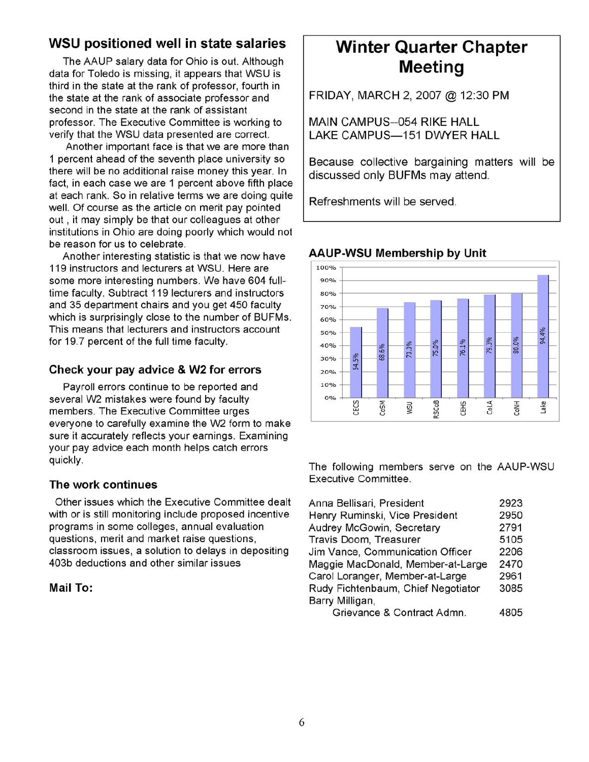## WSU positioned well in state salaries

The AAUP salary data for Ohio is out. Although data for Toledo is missing, it appears that WSU is third in the state at the rank of professor, fourth in the state at the rank of associate professor and second in the state at the rank of assistant professor. The Executive Committee is working to verify that the WSU data presented are correct.

Another important face is that we are more than 1 percent ahead of the seventh place university so there will be no additional raise money this year. In fact, in each case we are 1 percent above fifth place at each rank. So in relative terms we are doing quite well. Of course as the article on merit pay pointed out , it may simply be that our colleagues at other institutions in Ohio are doing poorly which would not be reason for us to celebrate.

Another interesting statistic is that we now have 119 instructors and lecturers at WSU. Here are some more interesting numbers. We have 604 full-time faculty. Subtract 119 lecturers and instructors and 35 department chairs and you get 450 faculty which is surprisingly close to the number of BUFMs. This means that lecturers and instructors account for 19.7 percent of the full time faculty.

## Check your pay advice & W2 for errors

Payroll errors continue to be reported and several W2 mistakes were found by faculty members. The Executive Committee urges everyone to carefully examine the W2 form to make sure it accurately reflects your earnings. Examining your pay advice each month helps catch errors quickly.

## The work continues

Other issues which the Executive Committee dealt with or is still monitoring include proposed incentive programs in some colleges, annual evaluation questions, merit and market raise questions, classroom issues, a solution to delays in depositing 403b deductions and other similar issues

## Mail To:

# Winter Quarter Chapter Meeting

FRIDAY, MARCH 2, 2007 @ 12:30 PM

MAIN CAMPUS--054 RIKE HALL
LAKE CAMPUS—151 DWYER HALL

Because collective bargaining matters will be discussed only BUFMs may attend.

Refreshments will be served.

### AAUP-WSU Membership by Unit

100%
90%
80%
70%
60%
50%
40%
30%
20%
10%
0%

CECS 54.5%
CoSM 68.6%
WSU 73.3%
RSCoB 75.0%
CEHS 76.1%
CoLA 79.3%
CoNH 80.0%
Lake 94.4%

The following members serve on the AAUP-WSU Executive Committee.

| | |
|---|---|
| Anna Bellisari, President | 2923 |
| Henry Ruminski, Vice President | 2950 |
| Audrey McGowin, Secretary | 2791 |
| Travis Doom, Treasurer | 5105 |
| Jim Vance, Communication Officer | 2206 |
| Maggie MacDonald, Member-at-Large | 2470 |
| Carol Loranger, Member-at-Large | 2961 |
| Rudy Fichtenbaum, Chief Negotiator | 3085 |
| Barry Milligan, Grievance & Contract Admn. | 4805 |